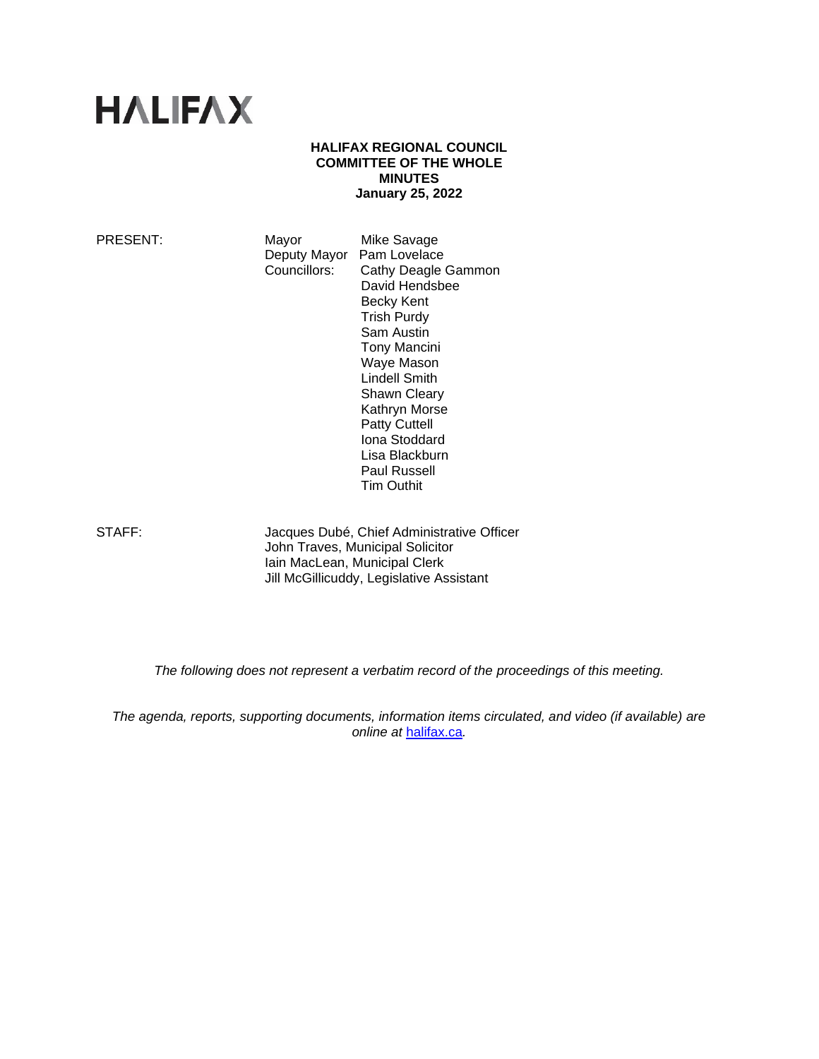# HALIFAX

**HALIFAX REGIONAL COUNCIL**
**COMMITTEE OF THE WHOLE**
**MINUTES**
**January 25, 2022**

| | | |
|---|---|---|
| PRESENT: | Mayor | Mike Savage |
| | Deputy Mayor | Pam Lovelace |
| | Councillors: | Cathy Deagle Gammon |
| | | David Hendsbee |
| | | Becky Kent |
| | | Trish Purdy |
| | | Sam Austin |
| | | Tony Mancini |
| | | Waye Mason |
| | | Lindell Smith |
| | | Shawn Cleary |
| | | Kathryn Morse |
| | | Patty Cuttell |
| | | Iona Stoddard |
| | | Lisa Blackburn |
| | | Paul Russell |
| | | Tim Outhit |

| | |
|---|---|
| STAFF: | Jacques Dubé, Chief Administrative Officer |
| | John Traves, Municipal Solicitor |
| | Iain MacLean, Municipal Clerk |
| | Jill McGillicuddy, Legislative Assistant |

*The following does not represent a verbatim record of the proceedings of this meeting.*

*The agenda, reports, supporting documents, information items circulated, and video (if available) are online at [halifax.ca](halifax.ca).*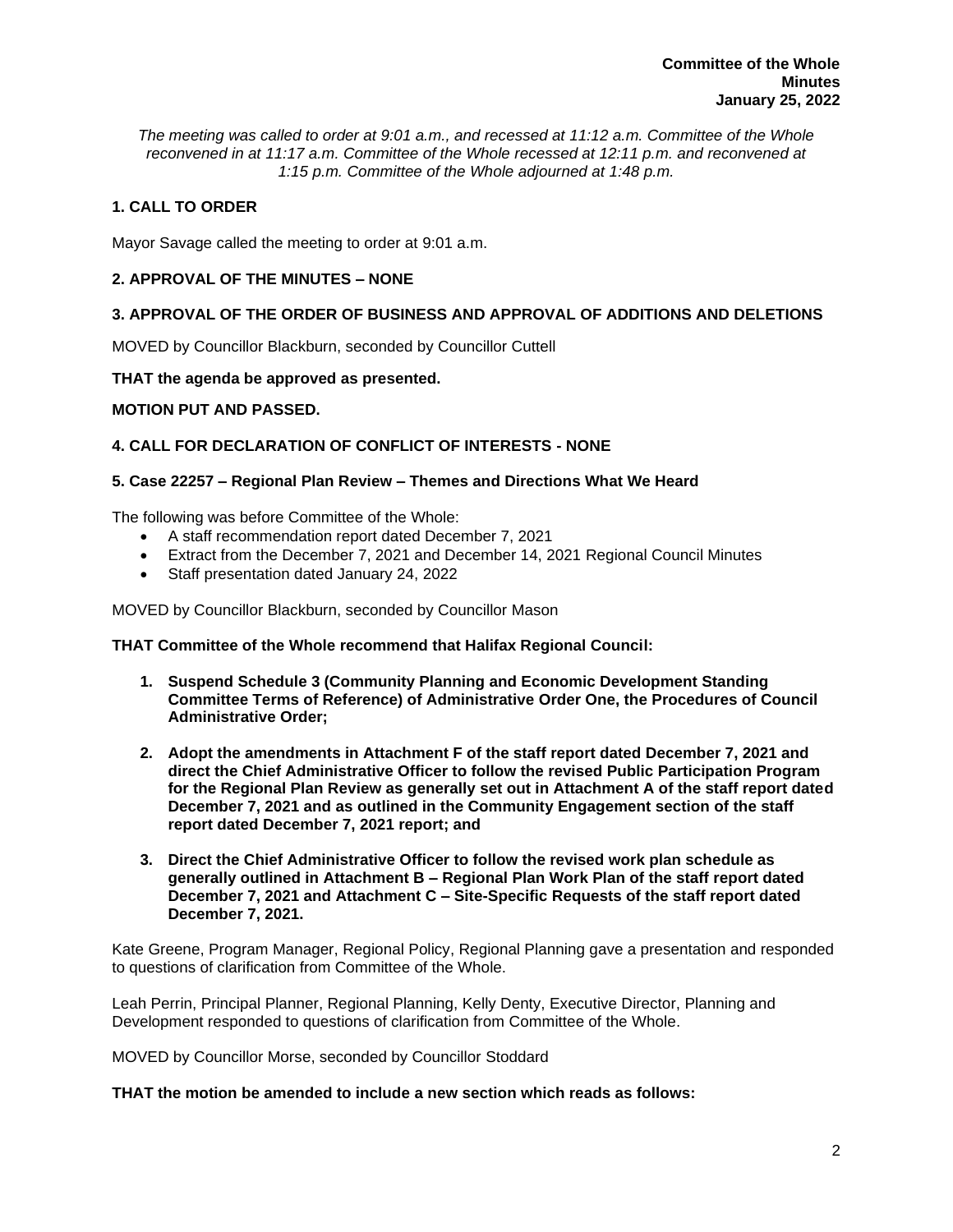**Committee of the Whole**
**Minutes**
**January 25, 2022**

*The meeting was called to order at 9:01 a.m., and recessed at 11:12 a.m. Committee of the Whole reconvened in at 11:17 a.m. Committee of the Whole recessed at 12:11 p.m. and reconvened at 1:15 p.m. Committee of the Whole adjourned at 1:48 p.m.*

## 1. CALL TO ORDER

Mayor Savage called the meeting to order at 9:01 a.m.

## 2. APPROVAL OF THE MINUTES – NONE

## 3. APPROVAL OF THE ORDER OF BUSINESS AND APPROVAL OF ADDITIONS AND DELETIONS

MOVED by Councillor Blackburn, seconded by Councillor Cuttell

**THAT the agenda be approved as presented.**

**MOTION PUT AND PASSED.**

## 4. CALL FOR DECLARATION OF CONFLICT OF INTERESTS - NONE

## 5. Case 22257 – Regional Plan Review – Themes and Directions What We Heard

The following was before Committee of the Whole:

- A staff recommendation report dated December 7, 2021
- Extract from the December 7, 2021 and December 14, 2021 Regional Council Minutes
- Staff presentation dated January 24, 2022

MOVED by Councillor Blackburn, seconded by Councillor Mason

**THAT Committee of the Whole recommend that Halifax Regional Council:**

1. **Suspend Schedule 3 (Community Planning and Economic Development Standing Committee Terms of Reference) of Administrative Order One, the Procedures of Council Administrative Order;**
2. **Adopt the amendments in Attachment F of the staff report dated December 7, 2021 and direct the Chief Administrative Officer to follow the revised Public Participation Program for the Regional Plan Review as generally set out in Attachment A of the staff report dated December 7, 2021 and as outlined in the Community Engagement section of the staff report dated December 7, 2021 report; and**
3. **Direct the Chief Administrative Officer to follow the revised work plan schedule as generally outlined in Attachment B – Regional Plan Work Plan of the staff report dated December 7, 2021 and Attachment C – Site-Specific Requests of the staff report dated December 7, 2021.**

Kate Greene, Program Manager, Regional Policy, Regional Planning gave a presentation and responded to questions of clarification from Committee of the Whole.

Leah Perrin, Principal Planner, Regional Planning, Kelly Denty, Executive Director, Planning and Development responded to questions of clarification from Committee of the Whole.

MOVED by Councillor Morse, seconded by Councillor Stoddard

**THAT the motion be amended to include a new section which reads as follows:**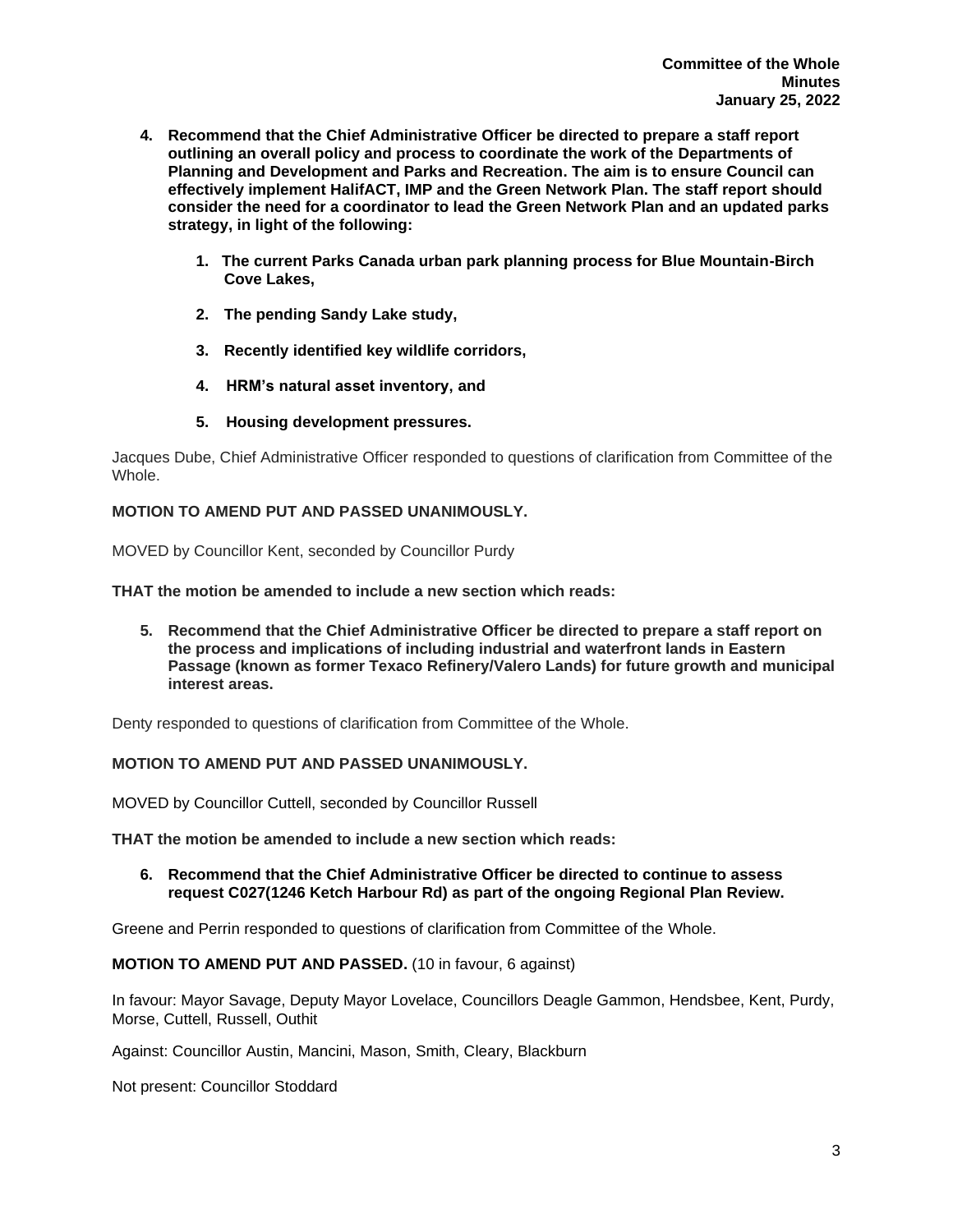**4. Recommend that the Chief Administrative Officer be directed to prepare a staff report outlining an overall policy and process to coordinate the work of the Departments of Planning and Development and Parks and Recreation. The aim is to ensure Council can effectively implement HalifACT, IMP and the Green Network Plan. The staff report should consider the need for a coordinator to lead the Green Network Plan and an updated parks strategy, in light of the following:**

   **1. The current Parks Canada urban park planning process for Blue Mountain-Birch Cove Lakes,**

   **2. The pending Sandy Lake study,**

   **3. Recently identified key wildlife corridors,**

   **4. HRM's natural asset inventory, and**

   **5. Housing development pressures.**

Jacques Dube, Chief Administrative Officer responded to questions of clarification from Committee of the Whole.

**MOTION TO AMEND PUT AND PASSED UNANIMOUSLY.**

MOVED by Councillor Kent, seconded by Councillor Purdy

**THAT the motion be amended to include a new section which reads:**

**5. Recommend that the Chief Administrative Officer be directed to prepare a staff report on the process and implications of including industrial and waterfront lands in Eastern Passage (known as former Texaco Refinery/Valero Lands) for future growth and municipal interest areas.**

Denty responded to questions of clarification from Committee of the Whole.

**MOTION TO AMEND PUT AND PASSED UNANIMOUSLY.**

MOVED by Councillor Cuttell, seconded by Councillor Russell

**THAT the motion be amended to include a new section which reads:**

**6. Recommend that the Chief Administrative Officer be directed to continue to assess request C027(1246 Ketch Harbour Rd) as part of the ongoing Regional Plan Review.**

Greene and Perrin responded to questions of clarification from Committee of the Whole.

**MOTION TO AMEND PUT AND PASSED.** (10 in favour, 6 against)

In favour: Mayor Savage, Deputy Mayor Lovelace, Councillors Deagle Gammon, Hendsbee, Kent, Purdy, Morse, Cuttell, Russell, Outhit

Against: Councillor Austin, Mancini, Mason, Smith, Cleary, Blackburn

Not present: Councillor Stoddard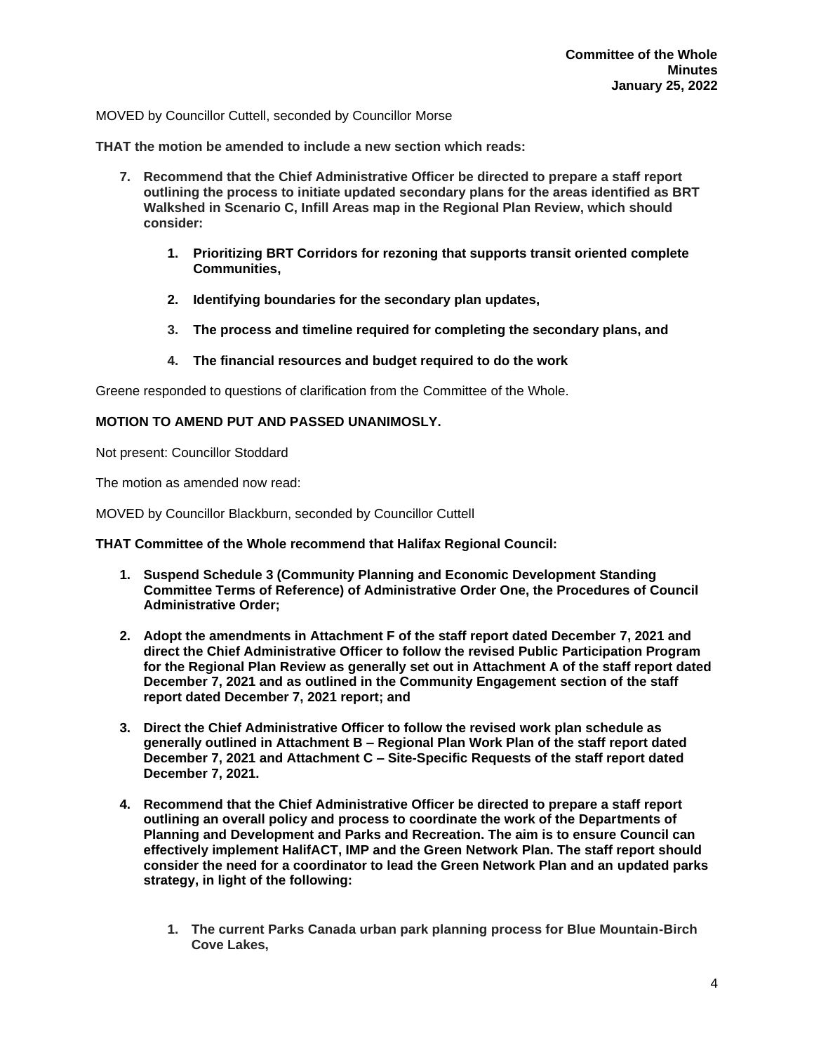MOVED by Councillor Cuttell, seconded by Councillor Morse

**THAT the motion be amended to include a new section which reads:**

7. **Recommend that the Chief Administrative Officer be directed to prepare a staff report outlining the process to initiate updated secondary plans for the areas identified as BRT Walkshed in Scenario C, Infill Areas map in the Regional Plan Review, which should consider:**

    1. **Prioritizing BRT Corridors for rezoning that supports transit oriented complete Communities,**

    2. **Identifying boundaries for the secondary plan updates,**

    3. **The process and timeline required for completing the secondary plans, and**

    4. **The financial resources and budget required to do the work**

Greene responded to questions of clarification from the Committee of the Whole.

**MOTION TO AMEND PUT AND PASSED UNANIMOSLY.**

Not present: Councillor Stoddard

The motion as amended now read:

MOVED by Councillor Blackburn, seconded by Councillor Cuttell

**THAT Committee of the Whole recommend that Halifax Regional Council:**

1. **Suspend Schedule 3 (Community Planning and Economic Development Standing Committee Terms of Reference) of Administrative Order One, the Procedures of Council Administrative Order;**

2. **Adopt the amendments in Attachment F of the staff report dated December 7, 2021 and direct the Chief Administrative Officer to follow the revised Public Participation Program for the Regional Plan Review as generally set out in Attachment A of the staff report dated December 7, 2021 and as outlined in the Community Engagement section of the staff report dated December 7, 2021 report; and**

3. **Direct the Chief Administrative Officer to follow the revised work plan schedule as generally outlined in Attachment B – Regional Plan Work Plan of the staff report dated December 7, 2021 and Attachment C – Site-Specific Requests of the staff report dated December 7, 2021.**

4. **Recommend that the Chief Administrative Officer be directed to prepare a staff report outlining an overall policy and process to coordinate the work of the Departments of Planning and Development and Parks and Recreation. The aim is to ensure Council can effectively implement HalifACT, IMP and the Green Network Plan. The staff report should consider the need for a coordinator to lead the Green Network Plan and an updated parks strategy, in light of the following:**

    1. **The current Parks Canada urban park planning process for Blue Mountain-Birch Cove Lakes,**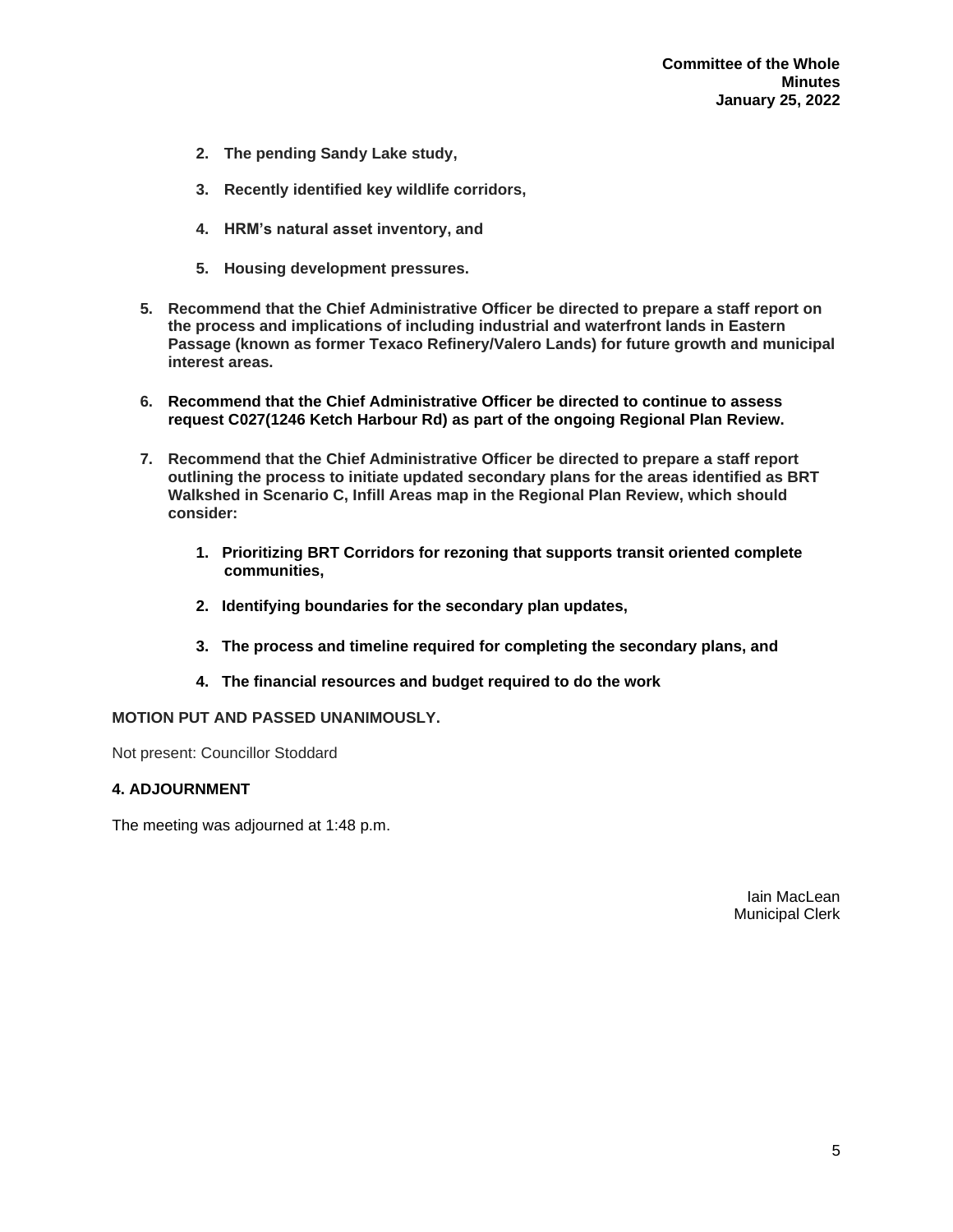2. **The pending Sandy Lake study,**

3. **Recently identified key wildlife corridors,**

4. **HRM's natural asset inventory, and**

5. **Housing development pressures.**

5. **Recommend that the Chief Administrative Officer be directed to prepare a staff report on the process and implications of including industrial and waterfront lands in Eastern Passage (known as former Texaco Refinery/Valero Lands) for future growth and municipal interest areas.**

6. **Recommend that the Chief Administrative Officer be directed to continue to assess request C027(1246 Ketch Harbour Rd) as part of the ongoing Regional Plan Review.**

7. **Recommend that the Chief Administrative Officer be directed to prepare a staff report outlining the process to initiate updated secondary plans for the areas identified as BRT Walkshed in Scenario C, Infill Areas map in the Regional Plan Review, which should consider:**

    1. **Prioritizing BRT Corridors for rezoning that supports transit oriented complete communities,**

    2. **Identifying boundaries for the secondary plan updates,**

    3. **The process and timeline required for completing the secondary plans, and**

    4. **The financial resources and budget required to do the work**

**MOTION PUT AND PASSED UNANIMOUSLY.**

Not present: Councillor Stoddard

**4. ADJOURNMENT**

The meeting was adjourned at 1:48 p.m.

Iain MacLean
Municipal Clerk